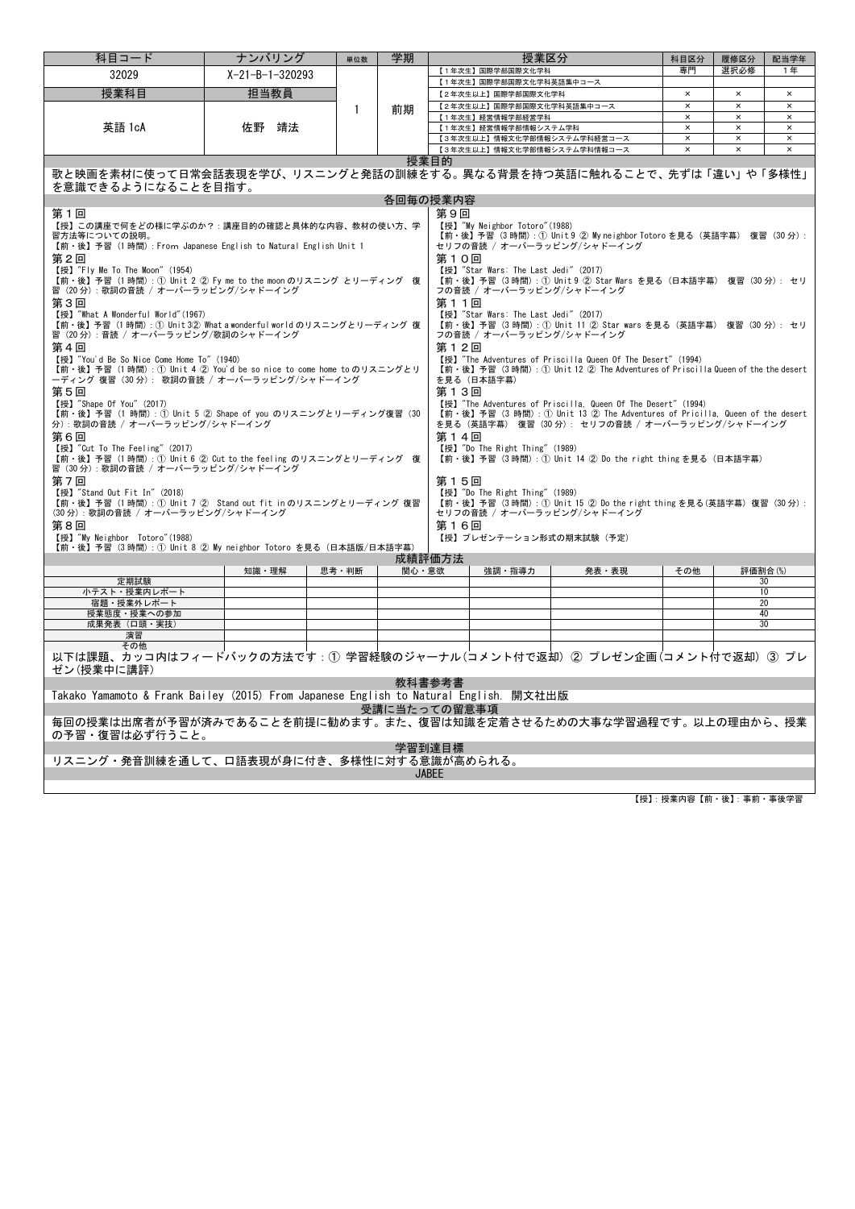| 科目コード | ナンバリング | 単位数 | 学期 | 授業区分 | 科目区分 | 履修区分 | 配当学年 |
|---|---|---|---|---|---|---|---|
| 32029 | X-21-B-1-320293 | 1 | 前期 | 【1年次生】国際学部国際文化学科 | 専門 | 選択必修 | 1年 |
| | | | | 【1年次生】国際学部国際文化学科英語集中コース | | | |
| 授業科目 | 担当教員 | | | 【2年次生以上】国際学部国際文化学科 | × | × | × |
| 英語 1cA | 佐野　靖法 | | | 【2年次生以上】国際学部国際文化学科英語集中コース | × | × | × |
| | | | | 【1年次生】経営情報学部経営学科 | × | × | × |
| | | | | 【1年次生】経営情報学部情報システム学科 | × | × | × |
| | | | | 【3年次生以上】情報文化学部情報システム学科経営コース | × | × | × |
| | | | | 【3年次生以上】情報文化学部情報システム学科情報コース | × | × | × |

## 授業目的

歌と映画を素材に使って日常会話表現を学び、リスニングと発話の訓練をする。異なる背景を持つ英語に触れることで、先ずは「違い」や「多様性」を意識できるようになることを目指す。

## 各回毎の授業内容

**第１回**
【授】この講座で何をどの様に学ぶのか？：講座目的の確認と具体的な内容、教材の使い方、学習方法等についての説明。
【前・後】予習 (1時間)：From Japanese English to Natural English Unit 1

**第２回**
【授】"Fly Me To The Moon" (1954)
【前・後】予習 (1時間)：① Unit 2 ② Fy me to the moon のリスニング とリーディング　復習 (20分)：歌詞の音読 / オーバーラッピング/シャドーイング

**第３回**
【授】"What A Wonderful World"(1967)
【前・後】予習 (1時間)：① Unit 3② What a wonderful world のリスニングとリーディング 復習 (20分)：音読 / オーバーラッピング/歌詞のシャドーイング

**第４回**
【授】"You'd Be So Nice Come Home To" (1940)
【前・後】予習 (1時間)：① Unit 4 ② You'd be so nice to come home to のリスニングとリーディング 復習 (30分)： 歌詞の音読 / オーバーラッピング/シャドーイング

**第５回**
【授】"Shape Of You" (2017)
【前・後】予習 (1 時間)：① Unit 5 ② Shape of you のリスニングとリーディング復習 (30分)：歌詞の音読 / オーバーラッピング/シャドーイング

**第６回**
【授】"Cut To The Feeling" (2017)
【前・後】予習 (1時間)：① Unit 6 ② Cut to the feeling のリスニングとリーディング　復習 (30分)：歌詞の音読 / オーバーラッピング/シャドーイング

**第７回**
【授】"Stand Out Fit In" (2018)
【前・後】予習 (1時間)：① Unit 7 ②　Stand out fit in のリスニングとリーディング 復習 (30分)：歌詞の音読 / オーバーラッピング/シャドーイング

**第８回**
【授】"My Neighbor　Totoro"(1988)
【前・後】予習 (3時間)：① Unit 8 ② My neighbor Totoro を見る (日本語版/日本語字幕)

**第９回**
【授】"My Neighbor Totoro"(1988)
【前・後】予習 (3時間)：① Unit 9 ② My neighbor Totoro を見る (英語字幕)　復習 (30分)：セリフの音読 / オーバーラッピング/シャドーイング

**第１０回**
【授】"Star Wars: The Last Jedi" (2017)
【前・後】予習 (3時間)：① Unit 9 ② Star Wars を見る (日本語字幕)　復習 (30分)： セリフの音読 / オーバーラッピング/シャドーイング

**第１１回**
【授】"Star Wars: The Last Jedi" (2017)
【前・後】予習 (3時間)：① Unit 11 ② Star wars を見る (英語字幕)　復習 (30分)： セリフの音読 / オーバーラッピング/シャドーイング

**第１２回**
【授】"The Adventures of Priscilla Queen Of The Desert" (1994)
【前・後】予習 (3時間)：① Unit 12 ② The Adventures of Priscilla Queen of the the desert を見る (日本語字幕)

**第１３回**
【授】"The Adventures of Priscilla, Queen Of The Desert" (1994)
【前・後】予習 (3時間)：① Unit 13 ② The Adventures of Pricilla, Queen of the desert を見る (英語字幕)　復習 (30分)： セリフの音読 / オーバーラッピング/シャドーイング

**第１４回**
【授】"Do The Right Thing" (1989)
【前・後】予習 (3時間)：① Unit 14 ② Do the right thing を見る (日本語字幕)

**第１５回**
【授】"Do The Right Thing" (1989)
【前・後】予習 (3時間)：① Unit 15 ② Do the right thing を見る(英語字幕) 復習 (30分)：セリフの音読 / オーバーラッピング/シャドーイング

**第１６回**
【授】プレゼンテーション形式の期末試験 (予定)

## 成績評価方法

| | 知識・理解 | 思考・判断 | 関心・意欲 | 強調・指導力 | 発表・表現 | その他 | 評価割合(%) |
|---|---|---|---|---|---|---|---|
| 定期試験 | | | | | | | 30 |
| 小テスト・授業内レポート | | | | | | | 10 |
| 宿題・授業外レポート | | | | | | | 20 |
| 授業態度・授業への参加 | | | | | | | 40 |
| 成果発表 (口頭・実技) | | | | | | | 30 |
| 演習 | | | | | | | |
| その他 | | | | | | | |

以下は課題、カッコ内はフィードバックの方法です：① 学習経験のジャーナル(コメント付で返却) ② プレゼン企画(コメント付で返却) ③ プレゼン(授業中に講評)

## 教科書参考書

Takako Yamamoto & Frank Bailey (2015) From Japanese English to Natural English. 開文社出版

## 受講に当たっての留意事項

毎回の授業は出席者が予習が済みであることを前提に勧めます。また、復習は知識を定着させるための大事な学習過程です。以上の理由から、授業の予習・復習は必ず行うこと。

## 学習到達目標

リスニング・発音訓練を通して、口語表現が身に付き、多様性に対する意識が高められる。

## JABEE

【授】：授業内容【前・後】：事前・事後学習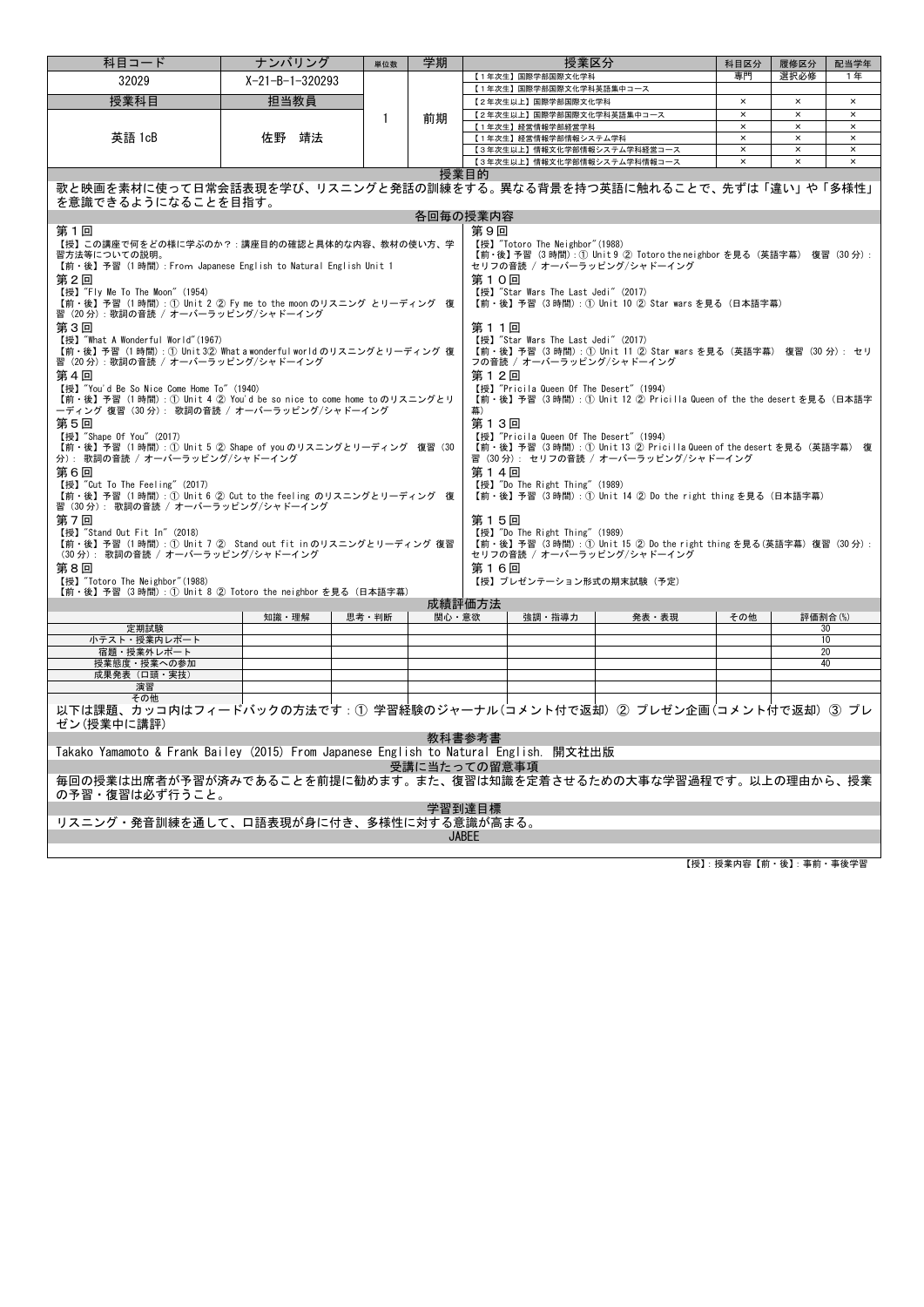| 科目コード | ナンバリング | 単位数 | 学期 | 授業区分 | 科目区分 | 履修区分 | 配当学年 |
|---|---|---|---|---|---|---|---|
| 32029 | X-21-B-1-320293 | 1 | 前期 | 【1年次生】国際学部国際文化学科 | 専門 | 選択必修 | 1年 |
| | | | | 【1年次生】国際学部国際文化学科英語集中コース | | | |
| 授業科目 | 担当教員 | | | 【2年次生以上】国際学部国際文化学科 | × | × | × |
| 英語 1cB | 佐野　靖法 | | | 【2年次生以上】国際学部国際文化学科英語集中コース | × | × | × |
| | | | | 【1年次生】経営情報学部経営学科 | × | × | × |
| | | | | 【1年次生】経営情報学部情報システム学科 | × | × | × |
| | | | | 【3年次生以上】情報文化学部情報システム学科経営コース | × | × | × |
| | | | | 【3年次生以上】情報文化学部情報システム学科情報コース | × | × | × |

## 授業目的

歌と映画を素材に使って日常会話表現を学び、リスニングと発話の訓練をする。異なる背景を持つ英語に触れることで、先ずは「違い」や「多様性」を意識できるようになることを目指す。

## 各回毎の授業内容

**第１回**
【授】この講座で何をどの様に学ぶのか？：講座目的の確認と具体的な内容、教材の使い方、学習方法等についての説明。
【前・後】予習（1時間）：From Japanese English to Natural English Unit 1

**第２回**
【授】"Fly Me To The Moon" (1954)
【前・後】予習（1時間）：① Unit 2 ② Fy me to the moon のリスニング とリーディング　復習（20分）：歌詞の音読 / オーバーラッピング/シャドーイング

**第３回**
【授】"What A Wonderful World"(1967)
【前・後】予習（1時間）：① Unit 3② What a wonderful world のリスニングとリーディング 復習（20分）：歌詞の音読 / オーバーラッピング/シャドーイング

**第４回**
【授】"You'd Be So Nice Come Home To" (1940)
【前・後】予習（1時間）：① Unit 4 ② You'd be so nice to come home to のリスニングとリーディング 復習（30分）： 歌詞の音読 / オーバーラッピング/シャドーイング

**第５回**
【授】"Shape Of You" (2017)
【前・後】予習（1時間）：① Unit 5 ② Shape of you のリスニングとリーディング　復習（30分）： 歌詞の音読 / オーバーラッピング/シャドーイング

**第６回**
【授】"Cut To The Feeling" (2017)
【前・後】予習（1時間）：① Unit 6 ② Cut to the feeling のリスニングとリーディング　復習（30分）： 歌詞の音読 / オーバーラッピング/シャドーイング

**第７回**
【授】"Stand Out Fit In" (2018)
【前・後】予習（1時間）：① Unit 7 ②　Stand out fit in のリスニングとリーディング 復習（30分）： 歌詞の音読 / オーバーラッピング/シャドーイング

**第８回**
【授】"Totoro The Neighbor"(1988)
【前・後】予習（3時間）：① Unit 8 ② Totoro the neighbor を見る（日本語字幕）

**第９回**
【授】"Totoro The Neighbor"(1988)
【前・後】予習（3時間）：① Unit 9 ② Totoro the neighbor を見る（英語字幕）　復習（30分）：セリフの音読 / オーバーラッピング/シャドーイング

**第１０回**
【授】"Star Wars The Last Jedi" (2017)
【前・後】予習（3時間）：① Unit 10 ② Star wars を見る（日本語字幕）

**第１１回**
【授】"Star Wars The Last Jedi" (2017)
【前・後】予習（3時間）：① Unit 11 ② Star wars を見る（英語字幕）　復習（30分）： セリフの音読 / オーバーラッピング/シャドーイング

**第１２回**
【授】"Pricila Queen Of The Desert" (1994)
【前・後】予習（3時間）：① Unit 12 ② Pricilla Queen of the the desert を見る（日本語字幕）

**第１３回**
【授】"Pricila Queen Of The Desert" (1994)
【前・後】予習（3時間）：① Unit 13 ② Pricilla Queen of the desert を見る（英語字幕）　復習（30分）： セリフの音読 / オーバーラッピング/シャドーイング

**第１４回**
【授】"Do The Right Thing" (1989)
【前・後】予習（3時間）：① Unit 14 ② Do the right thing を見る（日本語字幕）

**第１５回**
【授】"Do The Right Thing" (1989)
【前・後】予習（3時間）：① Unit 15 ② Do the right thing を見る(英語字幕) 復習（30分）：セリフの音読 / オーバーラッピング/シャドーイング

**第１６回**
【授】プレゼンテーション形式の期末試験（予定）

## 成績評価方法

| | 知識・理解 | 思考・判断 | 関心・意欲 | 強調・指導力 | 発表・表現 | その他 | 評価割合(%) |
|---|---|---|---|---|---|---|---|
| 定期試験 | | | | | | | 30 |
| 小テスト・授業内レポート | | | | | | | 10 |
| 宿題・授業外レポート | | | | | | | 20 |
| 授業態度・授業への参加 | | | | | | | 40 |
| 成果発表（口頭・実技） | | | | | | | |
| 演習 | | | | | | | |
| その他 | | | | | | | |

以下は課題、カッコ内はフィードバックの方法です：① 学習経験のジャーナル(コメント付で返却) ② プレゼン企画(コメント付で返却) ③ プレゼン(授業中に講評)

## 教科書参考書

Takako Yamamoto & Frank Bailey (2015) From Japanese English to Natural English. 開文社出版

## 受講に当たっての留意事項

毎回の授業は出席者が予習が済みであることを前提に勧めます。また、復習は知識を定着させるための大事な学習過程です。以上の理由から、授業の予習・復習は必ず行うこと。

## 学習到達目標

リスニング・発音訓練を通して、口語表現が身に付き、多様性に対する意識が高まる。

## JABEE

【授】：授業内容【前・後】：事前・事後学習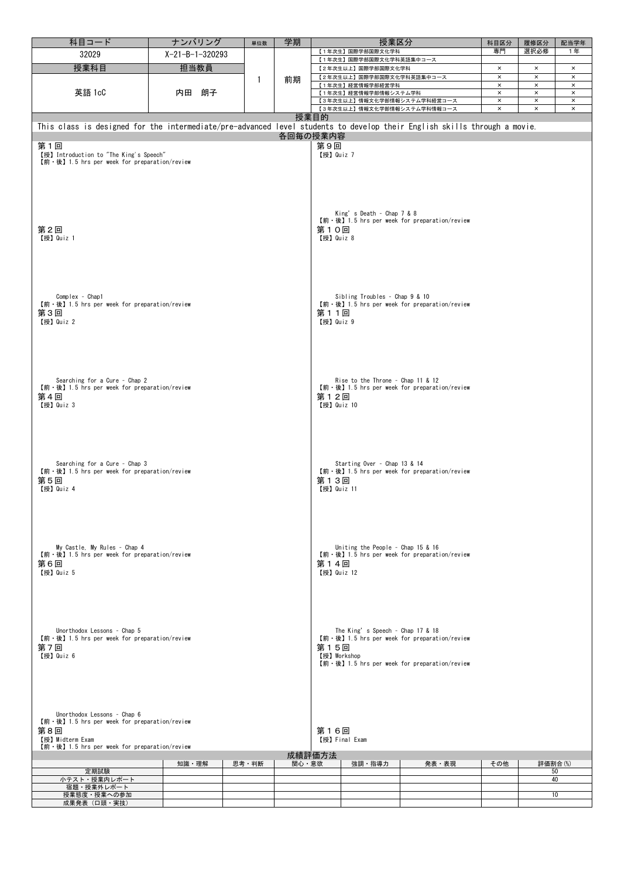| 科目コード | ナンバリング | 単位数 | 学期 | 授業区分 | 科目区分 | 履修区分 | 配当学年 |
|---|---|---|---|---|---|---|---|
| 32029 | X-21-B-1-320293 | 1 | 前期 | 【1年次生】国際学部国際文化学科 | 専門 | 選択必修 | 1年 |
| | | | | 【1年次生】国際学部国際文化学科英語集中コース | | | |
| **授業科目** | **担当教員** | | | 【2年次生以上】国際学部国際文化学科 | × | × | × |
| 英語 1cC | 内田　朗子 | | | 【2年次生以上】国際学部国際文化学科英語集中コース | × | × | × |
| | | | | 【1年次生】経営情報学部経営学科 | × | × | × |
| | | | | 【1年次生】経営情報学部情報システム学科 | × | × | × |
| | | | | 【3年次生以上】情報文化学部情報システム学科経営コース | × | × | × |
| | | | | 【3年次生以上】情報文化学部情報システム学科情報コース | × | × | × |

## 授業目的

This class is designed for the intermediate/pre-advanced level students to develop their English skills through a movie.

## 各回毎の授業内容

**第１回**
【授】Introduction to "The King's Speech"
【前・後】1.5 hrs per week for preparation/review

**第２回**
【授】Quiz 1

Complex - Chap1
【前・後】1.5 hrs per week for preparation/review

**第３回**
【授】Quiz 2

Searching for a Cure - Chap 2
【前・後】1.5 hrs per week for preparation/review

**第４回**
【授】Quiz 3

Searching for a Cure - Chap 3
【前・後】1.5 hrs per week for preparation/review

**第５回**
【授】Quiz 4

My Castle, My Rules - Chap 4
【前・後】1.5 hrs per week for preparation/review

**第６回**
【授】Quiz 5

Unorthodox Lessons - Chap 5
【前・後】1.5 hrs per week for preparation/review

**第７回**
【授】Quiz 6

Unorthodox Lessons - Chap 6
【前・後】1.5 hrs per week for preparation/review

**第８回**
【授】Midterm Exam
【前・後】1.5 hrs per week for preparation/review

**第９回**
【授】Quiz 7

King' s Death - Chap 7 & 8
【前・後】1.5 hrs per week for preparation/review

**第１０回**
【授】Quiz 8

Sibling Troubles - Chap 9 & 10
【前・後】1.5 hrs per week for preparation/review

**第１１回**
【授】Quiz 9

Rise to the Throne - Chap 11 & 12
【前・後】1.5 hrs per week for preparation/review

**第１２回**
【授】Quiz 10

Starting Over - Chap 13 & 14
【前・後】1.5 hrs per week for preparation/review

**第１３回**
【授】Quiz 11

Uniting the People - Chap 15 & 16
【前・後】1.5 hrs per week for preparation/review

**第１４回**
【授】Quiz 12

The King' s Speech - Chap 17 & 18
【前・後】1.5 hrs per week for preparation/review

**第１５回**
【授】Workshop
【前・後】1.5 hrs per week for preparation/review

**第１６回**
【授】Final Exam

## 成績評価方法

| | 知識・理解 | 思考・判断 | 関心・意欲 | 強調・指導力 | 発表・表現 | その他 | 評価割合(%) |
|---|---|---|---|---|---|---|---|
| 定期試験 | | | | | | | 50 |
| 小テスト・授業内レポート | | | | | | | 40 |
| 宿題・授業外レポート | | | | | | | |
| 授業態度・授業への参加 | | | | | | | 10 |
| 成果発表（口頭・実技） | | | | | | | |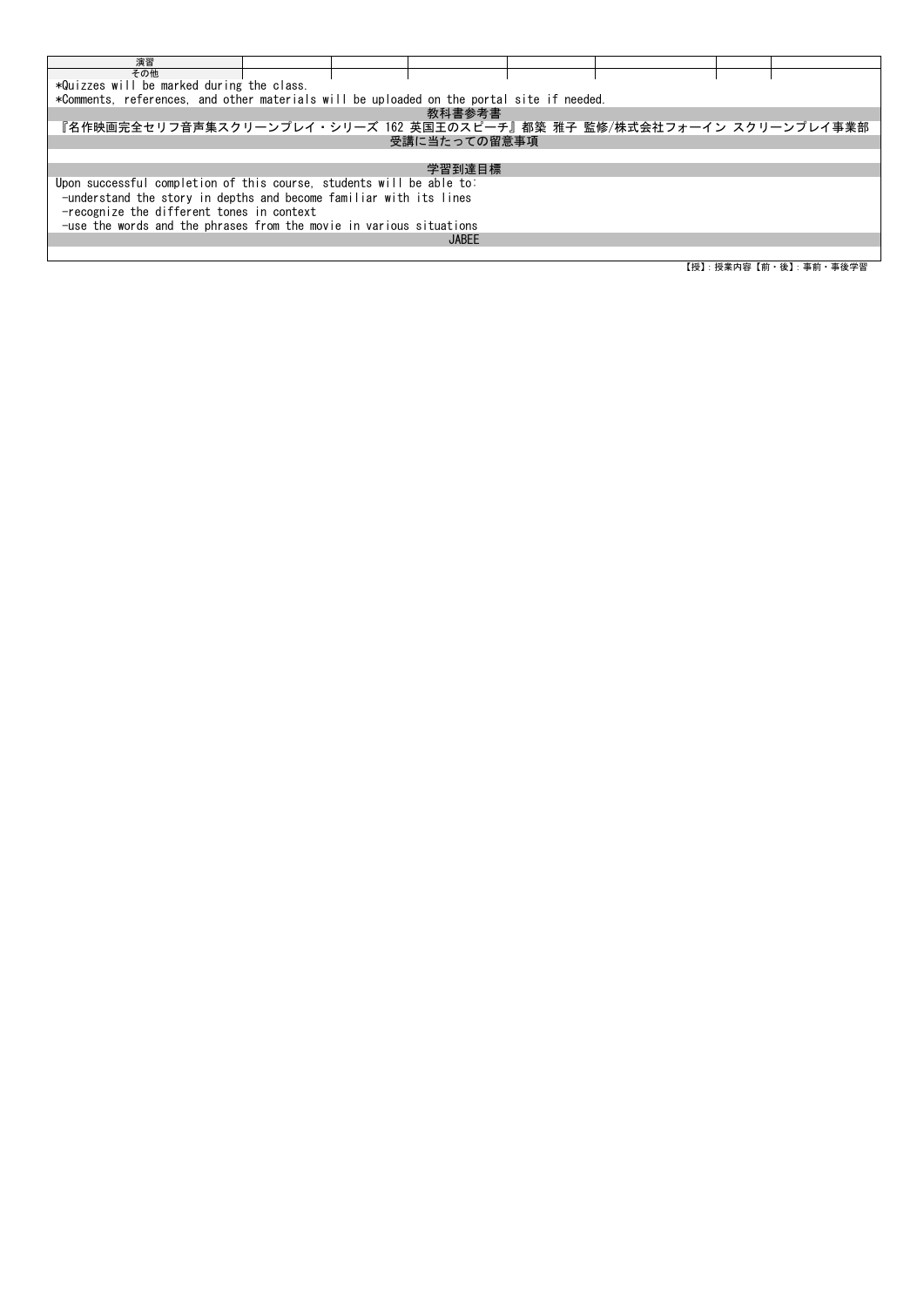| 演習 | | | | | | | |
|---|---|---|---|---|---|---|---|
| その他 | | | | | | | |

*Quizzes will be marked during the class.
*Comments, references, and other materials will be uploaded on the portal site if needed.

## 教科書参考書

『名作映画完全セリフ音声集スクリーンプレイ・シリーズ 162 英国王のスピーチ』都築 雅子 監修/株式会社フォーイン スクリーンプレイ事業部

## 受講に当たっての留意事項

## 学習到達目標

Upon successful completion of this course, students will be able to:
 -understand the story in depths and become familiar with its lines
 -recognize the different tones in context
 -use the words and the phrases from the movie in various situations

## JABEE

【授】：授業内容【前・後】：事前・事後学習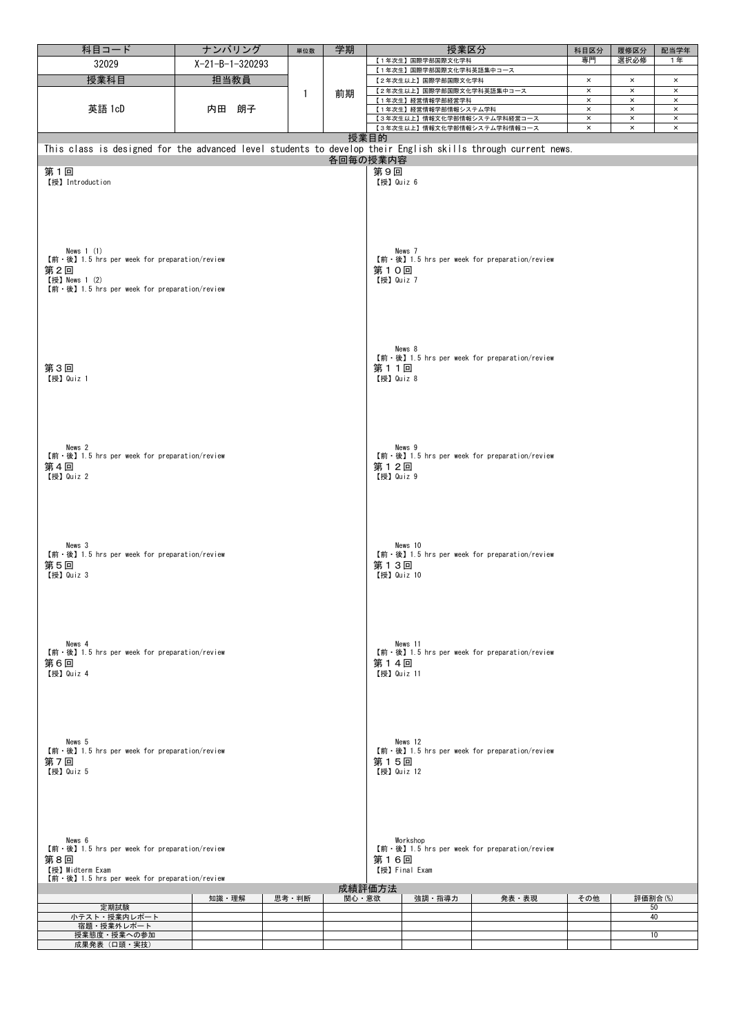| 科目コード | ナンバリング | 単位数 | 学期 | 授業区分 | 科目区分 | 履修区分 | 配当学年 |
|---|---|---|---|---|---|---|---|
| 32029 | X-21-B-1-320293 | 1 | 前期 | 【1年次生】国際学部国際文化学科 | 専門 | 選択必修 | 1年 |
| | | | | 【1年次生】国際学部国際文化学科英語集中コース | | | |
| | | | | 【2年次生以上】国際学部国際文化学科 | × | × | × |
| | | | | 【2年次生以上】国際学部国際文化学科英語集中コース | × | × | × |
| | | | | 【1年次生】経営情報学部経営学科 | × | × | × |
| | | | | 【1年次生】経営情報学部情報システム学科 | × | × | × |
| | | | | 【3年次生以上】情報文化学部情報システム学科経営コース | × | × | × |
| | | | | 【3年次生以上】情報文化学部情報システム学科情報コース | × | × | × |

| 授業科目 | 担当教員 |
|---|---|
| 英語 1cD | 内田　朗子 |

## 授業目的

This class is designed for the advanced level students to develop their English skills through current news.

## 各回毎の授業内容

**第１回**
【授】Introduction

News 1 (1)
【前・後】1.5 hrs per week for preparation/review

**第２回**
【授】News 1 (2)
【前・後】1.5 hrs per week for preparation/review

**第３回**
【授】Quiz 1

News 2
【前・後】1.5 hrs per week for preparation/review

**第４回**
【授】Quiz 2

News 3
【前・後】1.5 hrs per week for preparation/review

**第５回**
【授】Quiz 3

News 4
【前・後】1.5 hrs per week for preparation/review

**第６回**
【授】Quiz 4

News 5
【前・後】1.5 hrs per week for preparation/review

**第７回**
【授】Quiz 5

News 6
【前・後】1.5 hrs per week for preparation/review

**第８回**
【授】Midterm Exam
【前・後】1.5 hrs per week for preparation/review

**第９回**
【授】Quiz 6

News 7
【前・後】1.5 hrs per week for preparation/review

**第１０回**
【授】Quiz 7

News 8
【前・後】1.5 hrs per week for preparation/review

**第１１回**
【授】Quiz 8

News 9
【前・後】1.5 hrs per week for preparation/review

**第１２回**
【授】Quiz 9

News 10
【前・後】1.5 hrs per week for preparation/review

**第１３回**
【授】Quiz 10

News 11
【前・後】1.5 hrs per week for preparation/review

**第１４回**
【授】Quiz 11

News 12
【前・後】1.5 hrs per week for preparation/review

**第１５回**
【授】Quiz 12

Workshop
【前・後】1.5 hrs per week for preparation/review

**第１６回**
【授】Final Exam

## 成績評価方法

| | 知識・理解 | 思考・判断 | 関心・意欲 | 強調・指導力 | 発表・表現 | その他 | 評価割合(%) |
|---|---|---|---|---|---|---|---|
| 定期試験 | | | | | | | 50 |
| 小テスト・授業内レポート | | | | | | | 40 |
| 宿題・授業外レポート | | | | | | | |
| 授業態度・授業への参加 | | | | | | | 10 |
| 成果発表（口頭・実技） | | | | | | | |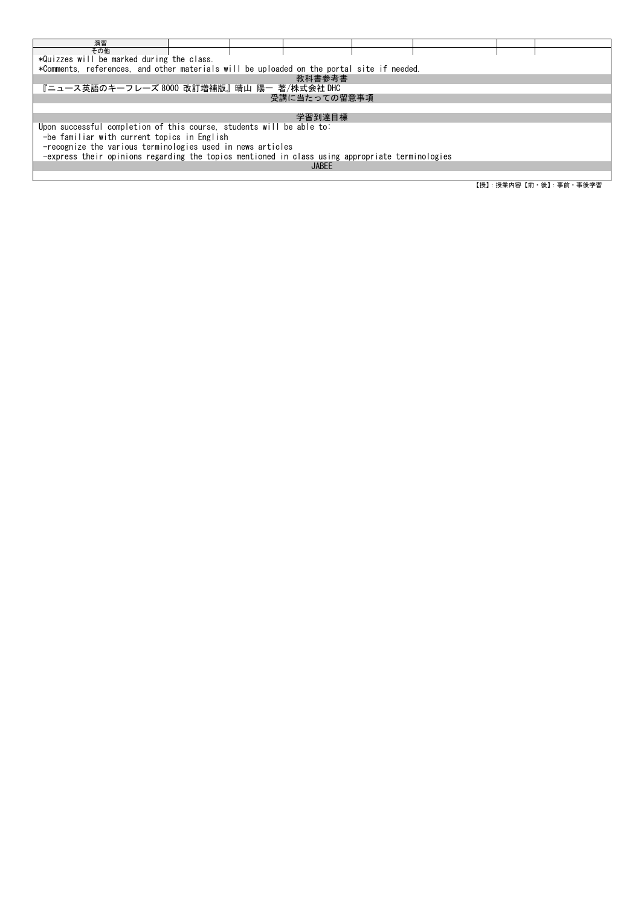| | | | | | | | |
|---|---|---|---|---|---|---|---|
| 演習 | | | | | | | |
| その他 | | | | | | | |

*Quizzes will be marked during the class.
*Comments, references, and other materials will be uploaded on the portal site if needed.

## 教科書参考書

『ニュース英語のキーフレーズ 8000 改訂増補版』晴山 陽一 著/株式会社 DHC

## 受講に当たっての留意事項

## 学習到達目標

Upon successful completion of this course, students will be able to:
-be familiar with current topics in English
-recognize the various terminologies used in news articles
-express their opinions regarding the topics mentioned in class using appropriate terminologies

## JABEE

【授】: 授業内容【前・後】: 事前・事後学習